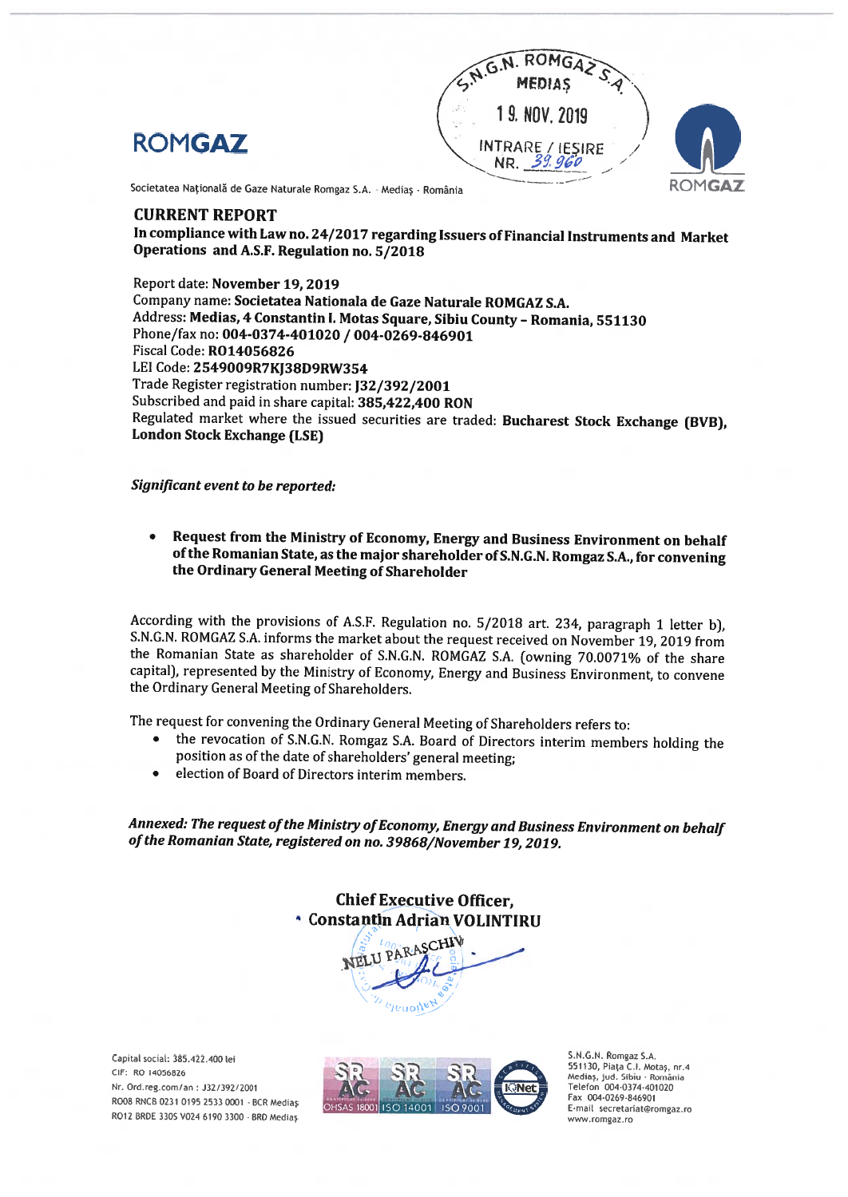ROMGAZ

S.N.G.N. ROMGAZ S.A.
MEDIAȘ
19. NOV. 2019
INTRARE / IEȘIRE
NR. 39.960

Societatea Națională de Gaze Naturale Romgaz S.A. · Mediaș · România

## CURRENT REPORT

**In compliance with Law no. 24/2017 regarding Issuers of Financial Instruments and Market Operations and A.S.F. Regulation no. 5/2018**

Report date: **November 19, 2019**
Company name: **Societatea Nationala de Gaze Naturale ROMGAZ S.A.**
Address: **Medias, 4 Constantin I. Motas Square, Sibiu County – Romania, 551130**
Phone/fax no: **004-0374-401020 / 004-0269-846901**
Fiscal Code: **RO14056826**
LEI Code: **2549009R7KJ38D9RW354**
Trade Register registration number: **J32/392/2001**
Subscribed and paid in share capital: **385,422,400 RON**
Regulated market where the issued securities are traded: **Bucharest Stock Exchange (BVB), London Stock Exchange (LSE)**

***Significant event to be reported:***

- **Request from the Ministry of Economy, Energy and Business Environment on behalf of the Romanian State, as the major shareholder of S.N.G.N. Romgaz S.A., for convening the Ordinary General Meeting of Shareholder**

According with the provisions of A.S.F. Regulation no. 5/2018 art. 234, paragraph 1 letter b), S.N.G.N. ROMGAZ S.A. informs the market about the request received on November 19, 2019 from the Romanian State as shareholder of S.N.G.N. ROMGAZ S.A. (owning 70.0071% of the share capital), represented by the Ministry of Economy, Energy and Business Environment, to convene the Ordinary General Meeting of Shareholders.

The request for convening the Ordinary General Meeting of Shareholders refers to:

- the revocation of S.N.G.N. Romgaz S.A. Board of Directors interim members holding the position as of the date of shareholders' general meeting;
- election of Board of Directors interim members.

***Annexed: The request of the Ministry of Economy, Energy and Business Environment on behalf of the Romanian State, registered on no. 39868/November 19, 2019.***

**Chief Executive Officer,**
**Constantin Adrian VOLINTIRU**

NELU PARASCHIV

Capital social: 385.422.400 lei
CIF: RO 14056826
Nr. Ord.reg.com/an : J32/392/2001
RO08 RNCB 0231 0195 2533 0001 - BCR Mediaș
RO12 BRDE 330S V024 6190 3300 - BRD Mediaș

OHSAS 18001 | ISO 14001 | ISO 9001

S.N.G.N. Romgaz S.A.
551130, Piața C.I. Motaș, nr.4
Mediaș, jud. Sibiu - România
Telefon 004-0374-401020
Fax 004-0269-846901
E-mail secretariat@romgaz.ro
www.romgaz.ro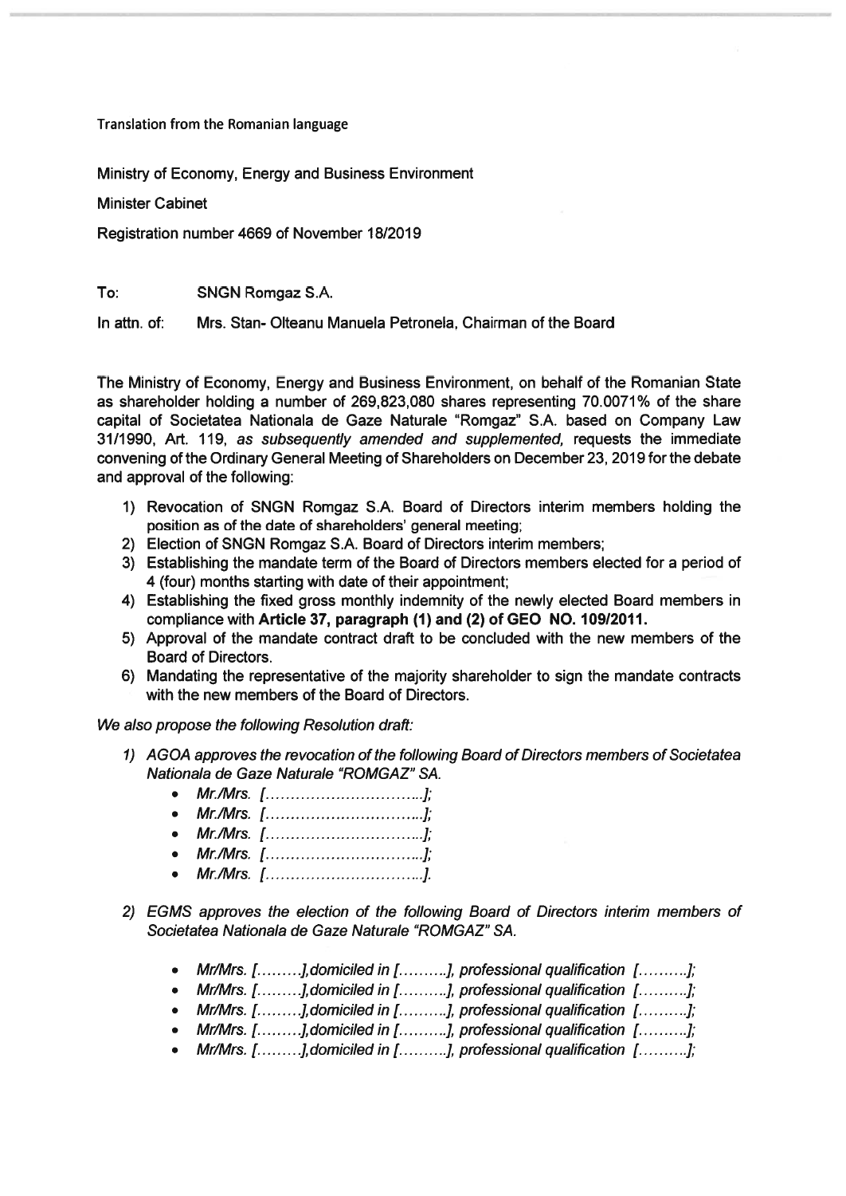Translation from the Romanian language

Ministry of Economy, Energy and Business Environment

Minister Cabinet

Registration number 4669 of November 18/2019

To: SNGN Romgaz S.A.

In attn. of: Mrs. Stan- Olteanu Manuela Petronela, Chairman of the Board

The Ministry of Economy, Energy and Business Environment, on behalf of the Romanian State as shareholder holding a number of 269,823,080 shares representing 70.0071% of the share capital of Societatea Nationala de Gaze Naturale "Romgaz" S.A. based on Company Law 31/1990, Art. 119, *as subsequently amended and supplemented,* requests the immediate convening of the Ordinary General Meeting of Shareholders on December 23, 2019 for the debate and approval of the following:

1) Revocation of SNGN Romgaz S.A. Board of Directors interim members holding the position as of the date of shareholders' general meeting;
2) Election of SNGN Romgaz S.A. Board of Directors interim members;
3) Establishing the mandate term of the Board of Directors members elected for a period of 4 (four) months starting with date of their appointment;
4) Establishing the fixed gross monthly indemnity of the newly elected Board members in compliance with **Article 37, paragraph (1) and (2) of GEO NO. 109/2011.**
5) Approval of the mandate contract draft to be concluded with the new members of the Board of Directors.
6) Mandating the representative of the majority shareholder to sign the mandate contracts with the new members of the Board of Directors.

*We also propose the following Resolution draft:*

1) *AGOA approves the revocation of the following Board of Directors members of Societatea Nationala de Gaze Naturale "ROMGAZ" SA.*
   - *Mr./Mrs. [...................................];*
   - *Mr./Mrs. [...................................];*
   - *Mr./Mrs. [...................................];*
   - *Mr./Mrs. [...................................];*
   - *Mr./Mrs. [...................................].*

2) *EGMS approves the election of the following Board of Directors interim members of Societatea Nationala de Gaze Naturale "ROMGAZ" SA.*
   - *Mr/Mrs. [.........],domiciled in [..........], professional qualification [..........];*
   - *Mr/Mrs. [.........],domiciled in [..........], professional qualification [..........];*
   - *Mr/Mrs. [.........],domiciled in [..........], professional qualification [..........];*
   - *Mr/Mrs. [.........],domiciled in [..........], professional qualification [..........];*
   - *Mr/Mrs. [.........],domiciled in [..........], professional qualification [..........];*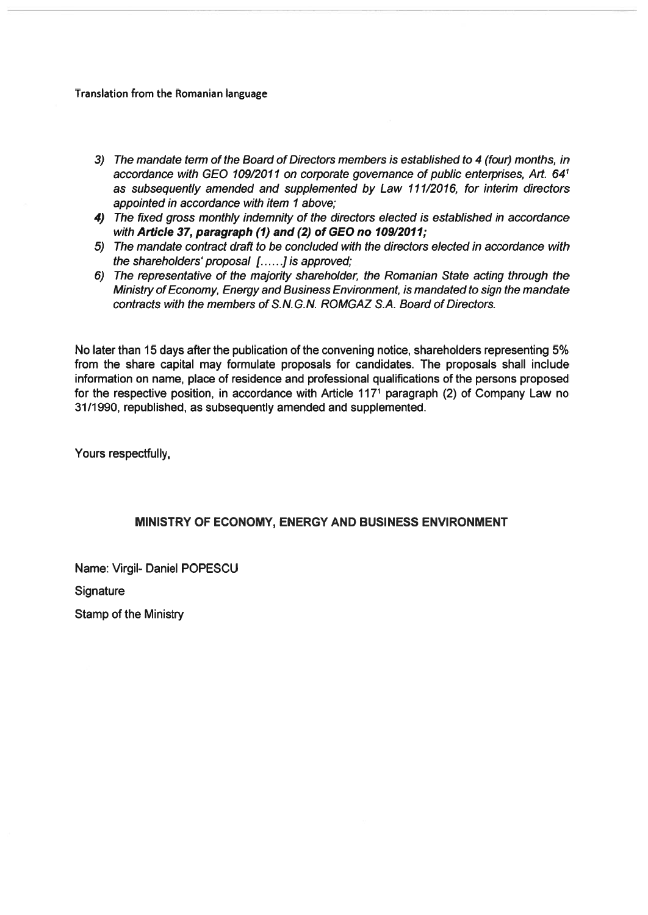Translation from the Romanian language

3) *The mandate term of the Board of Directors members is established to 4 (four) months, in accordance with GEO 109/2011 on corporate governance of public enterprises, Art. $64^1$ as subsequently amended and supplemented by Law 111/2016, for interim directors appointed in accordance with item 1 above;*
4) *The fixed gross monthly indemnity of the directors elected is established in accordance with* ***Article 37, paragraph (1) and (2) of GEO no 109/2011;***
5) *The mandate contract draft to be concluded with the directors elected in accordance with the shareholders' proposal [......] is approved;*
6) *The representative of the majority shareholder, the Romanian State acting through the Ministry of Economy, Energy and Business Environment, is mandated to sign the mandate contracts with the members of S.N.G.N. ROMGAZ S.A. Board of Directors.*

No later than 15 days after the publication of the convening notice, shareholders representing 5% from the share capital may formulate proposals for candidates. The proposals shall include information on name, place of residence and professional qualifications of the persons proposed for the respective position, in accordance with Article $117^1$ paragraph (2) of Company Law no 31/1990, republished, as subsequently amended and supplemented.

Yours respectfully,

**MINISTRY OF ECONOMY, ENERGY AND BUSINESS ENVIRONMENT**

Name: Virgil- Daniel POPESCU

Signature

Stamp of the Ministry